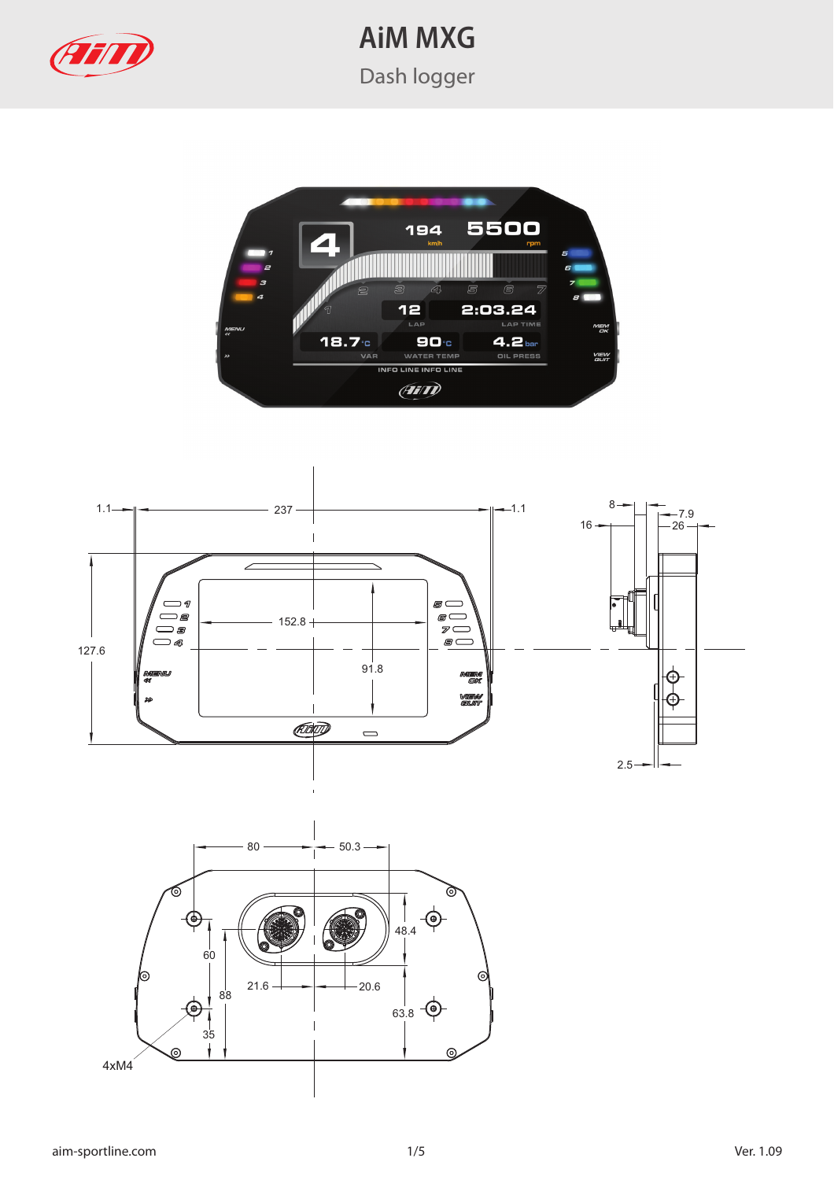# AiM MXG

## Dash logger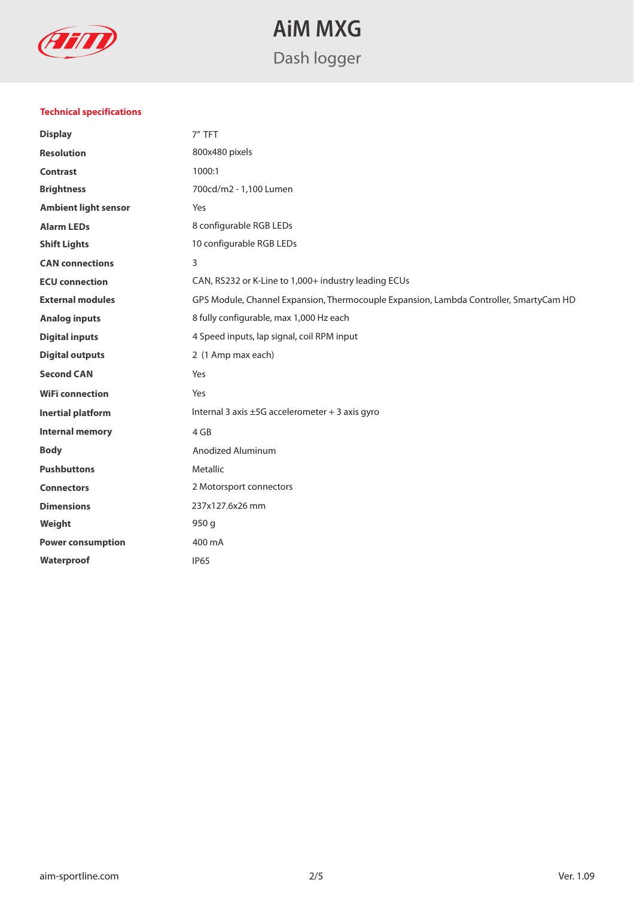# AiM MXG

## Dash logger

### Technical specifications

| | |
|---|---|
| **Display** | 7" TFT |
| **Resolution** | 800x480 pixels |
| **Contrast** | 1000:1 |
| **Brightness** | 700cd/m2 - 1,100 Lumen |
| **Ambient light sensor** | Yes |
| **Alarm LEDs** | 8 configurable RGB LEDs |
| **Shift Lights** | 10 configurable RGB LEDs |
| **CAN connections** | 3 |
| **ECU connection** | CAN, RS232 or K-Line to 1,000+ industry leading ECUs |
| **External modules** | GPS Module, Channel Expansion, Thermocouple Expansion, Lambda Controller, SmartyCam HD |
| **Analog inputs** | 8 fully configurable, max 1,000 Hz each |
| **Digital inputs** | 4 Speed inputs, lap signal, coil RPM input |
| **Digital outputs** | 2 (1 Amp max each) |
| **Second CAN** | Yes |
| **WiFi connection** | Yes |
| **Inertial platform** | Internal 3 axis ±5G accelerometer + 3 axis gyro |
| **Internal memory** | 4 GB |
| **Body** | Anodized Aluminum |
| **Pushbuttons** | Metallic |
| **Connectors** | 2 Motorsport connectors |
| **Dimensions** | 237x127.6x26 mm |
| **Weight** | 950 g |
| **Power consumption** | 400 mA |
| **Waterproof** | IP65 |

aim-sportline.com

Ver. 1.09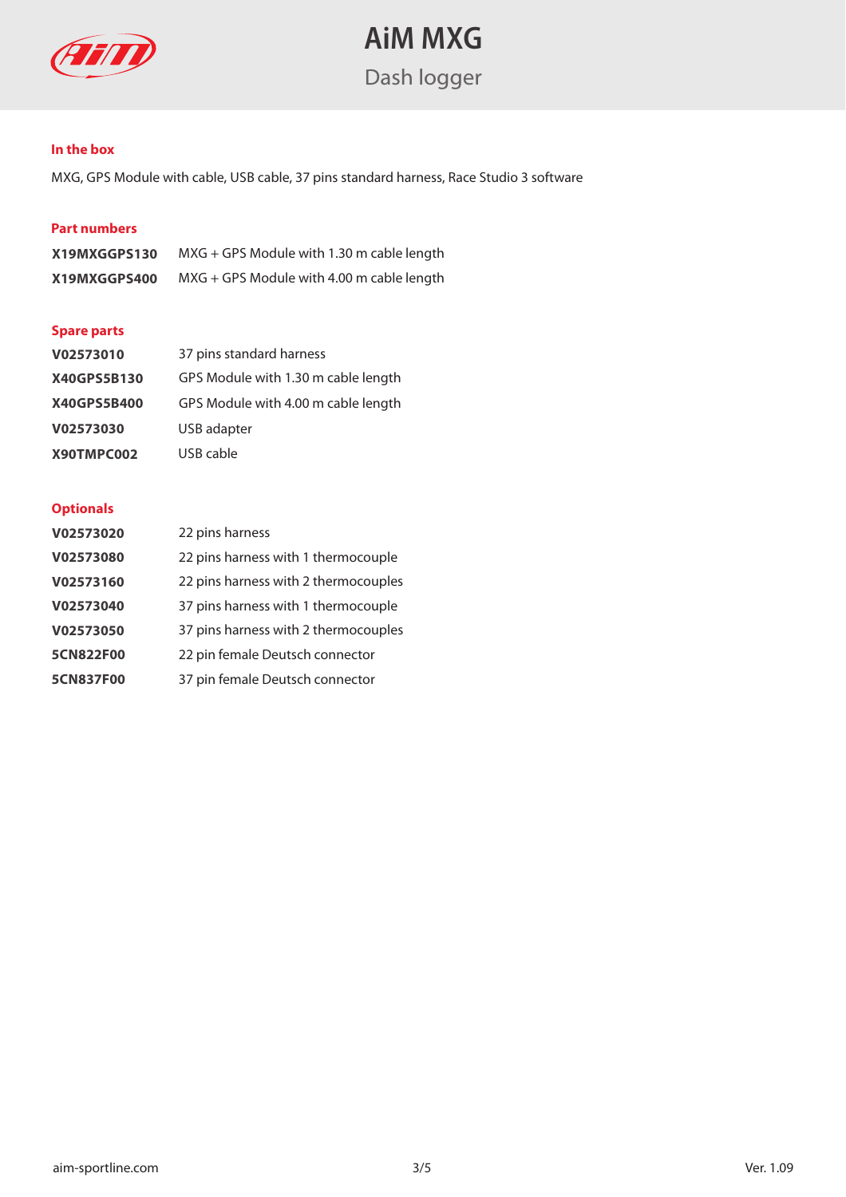# AiM MXG

## Dash logger

### In the box

MXG, GPS Module with cable, USB cable, 37 pins standard harness, Race Studio 3 software

### Part numbers

| | |
|---|---|
| **X19MXGGPS130** | MXG + GPS Module with 1.30 m cable length |
| **X19MXGGPS400** | MXG + GPS Module with 4.00 m cable length |

### Spare parts

| | |
|---|---|
| **V02573010** | 37 pins standard harness |
| **X40GPS5B130** | GPS Module with 1.30 m cable length |
| **X40GPS5B400** | GPS Module with 4.00 m cable length |
| **V02573030** | USB adapter |
| **X90TMPC002** | USB cable |

### Optionals

| | |
|---|---|
| **V02573020** | 22 pins harness |
| **V02573080** | 22 pins harness with 1 thermocouple |
| **V02573160** | 22 pins harness with 2 thermocouples |
| **V02573040** | 37 pins harness with 1 thermocouple |
| **V02573050** | 37 pins harness with 2 thermocouples |
| **5CN822F00** | 22 pin female Deutsch connector |
| **5CN837F00** | 37 pin female Deutsch connector |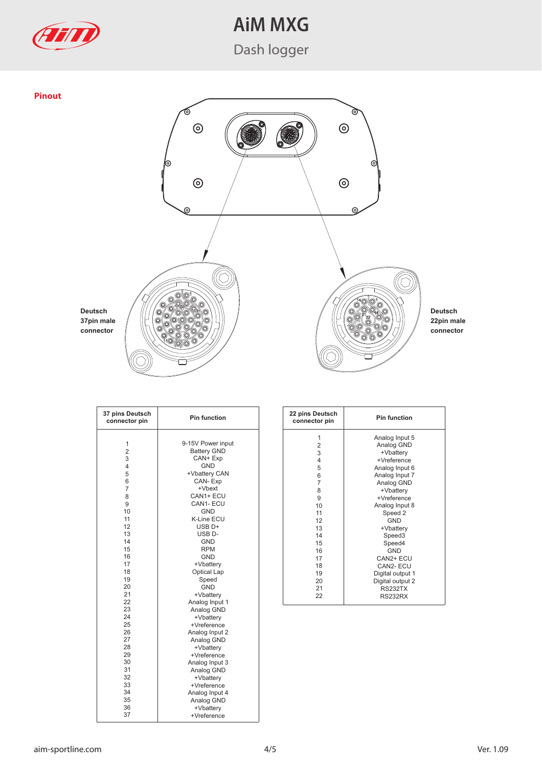# AiM MXG

## Dash logger

### Pinout

Deutsch 37pin male connector

Deutsch 22pin male connector

| 37 pins Deutsch connector pin | Pin function |
|---|---|
| 1 | 9-15V Power input |
| 2 | Battery GND |
| 3 | CAN+ Exp |
| 4 | GND |
| 5 | +Vbattery CAN |
| 6 | CAN- Exp |
| 7 | +Vbext |
| 8 | CAN1+ ECU |
| 9 | CAN1- ECU |
| 10 | GND |
| 11 | K-Line ECU |
| 12 | USB D+ |
| 13 | USB D- |
| 14 | GND |
| 15 | RPM |
| 16 | GND |
| 17 | +Vbattery |
| 18 | Optical Lap |
| 19 | Speed |
| 20 | GND |
| 21 | +Vbattery |
| 22 | Analog Input 1 |
| 23 | Analog GND |
| 24 | +Vbattery |
| 25 | +Vreference |
| 26 | Analog Input 2 |
| 27 | Analog GND |
| 28 | +Vbattery |
| 29 | +Vreference |
| 30 | Analog Input 3 |
| 31 | Analog GND |
| 32 | +Vbattery |
| 33 | +Vreference |
| 34 | Analog Input 4 |
| 35 | Analog GND |
| 36 | +Vbattery |
| 37 | +Vreference |

| 22 pins Deutsch connector pin | Pin function |
|---|---|
| 1 | Analog Input 5 |
| 2 | Analog GND |
| 3 | +Vbattery |
| 4 | +Vreference |
| 5 | Analog Input 6 |
| 6 | Analog Input 7 |
| 7 | Analog GND |
| 8 | +Vbattery |
| 9 | +Vreference |
| 10 | Analog Input 8 |
| 11 | Speed 2 |
| 12 | GND |
| 13 | +Vbattery |
| 14 | Speed3 |
| 15 | Speed4 |
| 16 | GND |
| 17 | CAN2+ ECU |
| 18 | CAN2- ECU |
| 19 | Digital output 1 |
| 20 | Digital output 2 |
| 21 | RS232TX |
| 22 | RS232RX |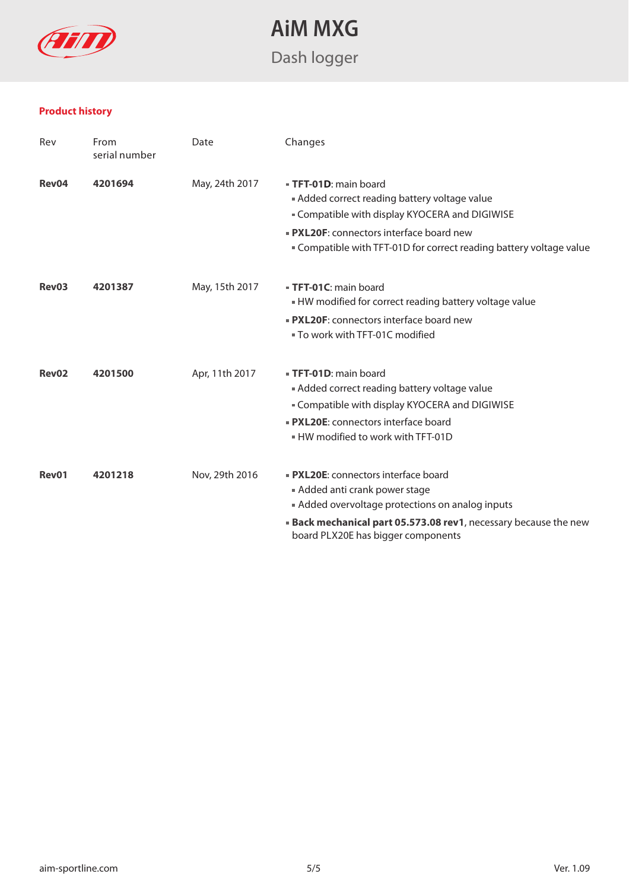## Product history

| Rev | From serial number | Date | Changes |
|---|---|---|---|
| **Rev04** | **4201694** | May, 24th 2017 | ▪ **TFT-01D**: main board<br>▪ Added correct reading battery voltage value<br>▪ Compatible with display KYOCERA and DIGIWISE<br>▪ **PXL20F**: connectors interface board new<br>▪ Compatible with TFT-01D for correct reading battery voltage value |
| **Rev03** | **4201387** | May, 15th 2017 | ▪ **TFT-01C**: main board<br>▪ HW modified for correct reading battery voltage value<br>▪ **PXL20F**: connectors interface board new<br>▪ To work with TFT-01C modified |
| **Rev02** | **4201500** | Apr, 11th 2017 | ▪ **TFT-01D**: main board<br>▪ Added correct reading battery voltage value<br>▪ Compatible with display KYOCERA and DIGIWISE<br>▪ **PXL20E**: connectors interface board<br>▪ HW modified to work with TFT-01D |
| **Rev01** | **4201218** | Nov, 29th 2016 | ▪ **PXL20E**: connectors interface board<br>▪ Added anti crank power stage<br>▪ Added overvoltage protections on analog inputs<br>▪ **Back mechanical part 05.573.08 rev1**, necessary because the new board PLX20E has bigger components |